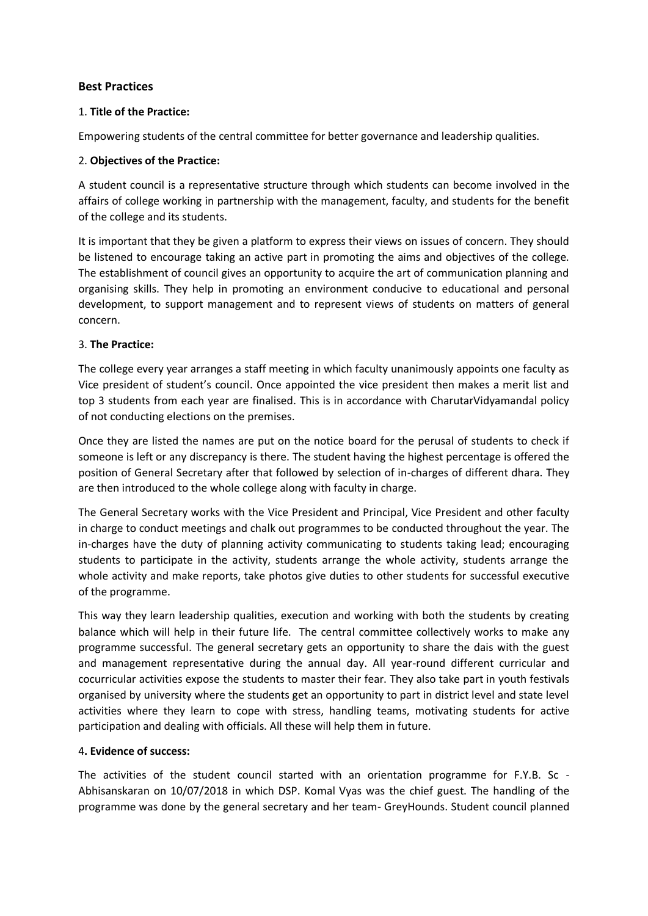### Best Practices

1. **Title of the Practice:**

Empowering students of the central committee for better governance and leadership qualities.

2. **Objectives of the Practice:**

A student council is a representative structure through which students can become involved in the affairs of college working in partnership with the management, faculty, and students for the benefit of the college and its students.

It is important that they be given a platform to express their views on issues of concern. They should be listened to encourage taking an active part in promoting the aims and objectives of the college. The establishment of council gives an opportunity to acquire the art of communication planning and organising skills. They help in promoting an environment conducive to educational and personal development, to support management and to represent views of students on matters of general concern.

3. **The Practice:**

The college every year arranges a staff meeting in which faculty unanimously appoints one faculty as Vice president of student's council. Once appointed the vice president then makes a merit list and top 3 students from each year are finalised. This is in accordance with CharutarVidyamandal policy of not conducting elections on the premises.

Once they are listed the names are put on the notice board for the perusal of students to check if someone is left or any discrepancy is there. The student having the highest percentage is offered the position of General Secretary after that followed by selection of in-charges of different dhara. They are then introduced to the whole college along with faculty in charge.

The General Secretary works with the Vice President and Principal, Vice President and other faculty in charge to conduct meetings and chalk out programmes to be conducted throughout the year. The in-charges have the duty of planning activity communicating to students taking lead; encouraging students to participate in the activity, students arrange the whole activity, students arrange the whole activity and make reports, take photos give duties to other students for successful executive of the programme.

This way they learn leadership qualities, execution and working with both the students by creating balance which will help in their future life. The central committee collectively works to make any programme successful. The general secretary gets an opportunity to share the dais with the guest and management representative during the annual day. All year-round different curricular and cocurricular activities expose the students to master their fear. They also take part in youth festivals organised by university where the students get an opportunity to part in district level and state level activities where they learn to cope with stress, handling teams, motivating students for active participation and dealing with officials. All these will help them in future.

4**. Evidence of success:**

The activities of the student council started with an orientation programme for F.Y.B. Sc - Abhisanskaran on 10/07/2018 in which DSP. Komal Vyas was the chief guest. The handling of the programme was done by the general secretary and her team- GreyHounds. Student council planned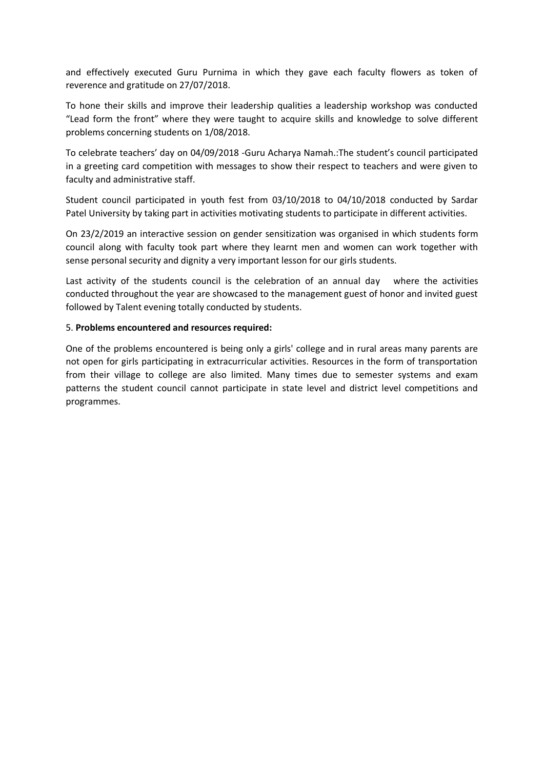and effectively executed Guru Purnima in which they gave each faculty flowers as token of reverence and gratitude on 27/07/2018.

To hone their skills and improve their leadership qualities a leadership workshop was conducted "Lead form the front" where they were taught to acquire skills and knowledge to solve different problems concerning students on 1/08/2018.

To celebrate teachers' day on 04/09/2018 -Guru Acharya Namah.:The student's council participated in a greeting card competition with messages to show their respect to teachers and were given to faculty and administrative staff.

Student council participated in youth fest from 03/10/2018 to 04/10/2018 conducted by Sardar Patel University by taking part in activities motivating students to participate in different activities.

On 23/2/2019 an interactive session on gender sensitization was organised in which students form council along with faculty took part where they learnt men and women can work together with sense personal security and dignity a very important lesson for our girls students.

Last activity of the students council is the celebration of an annual day where the activities conducted throughout the year are showcased to the management guest of honor and invited guest followed by Talent evening totally conducted by students.

5. **Problems encountered and resources required:**

One of the problems encountered is being only a girls' college and in rural areas many parents are not open for girls participating in extracurricular activities. Resources in the form of transportation from their village to college are also limited. Many times due to semester systems and exam patterns the student council cannot participate in state level and district level competitions and programmes.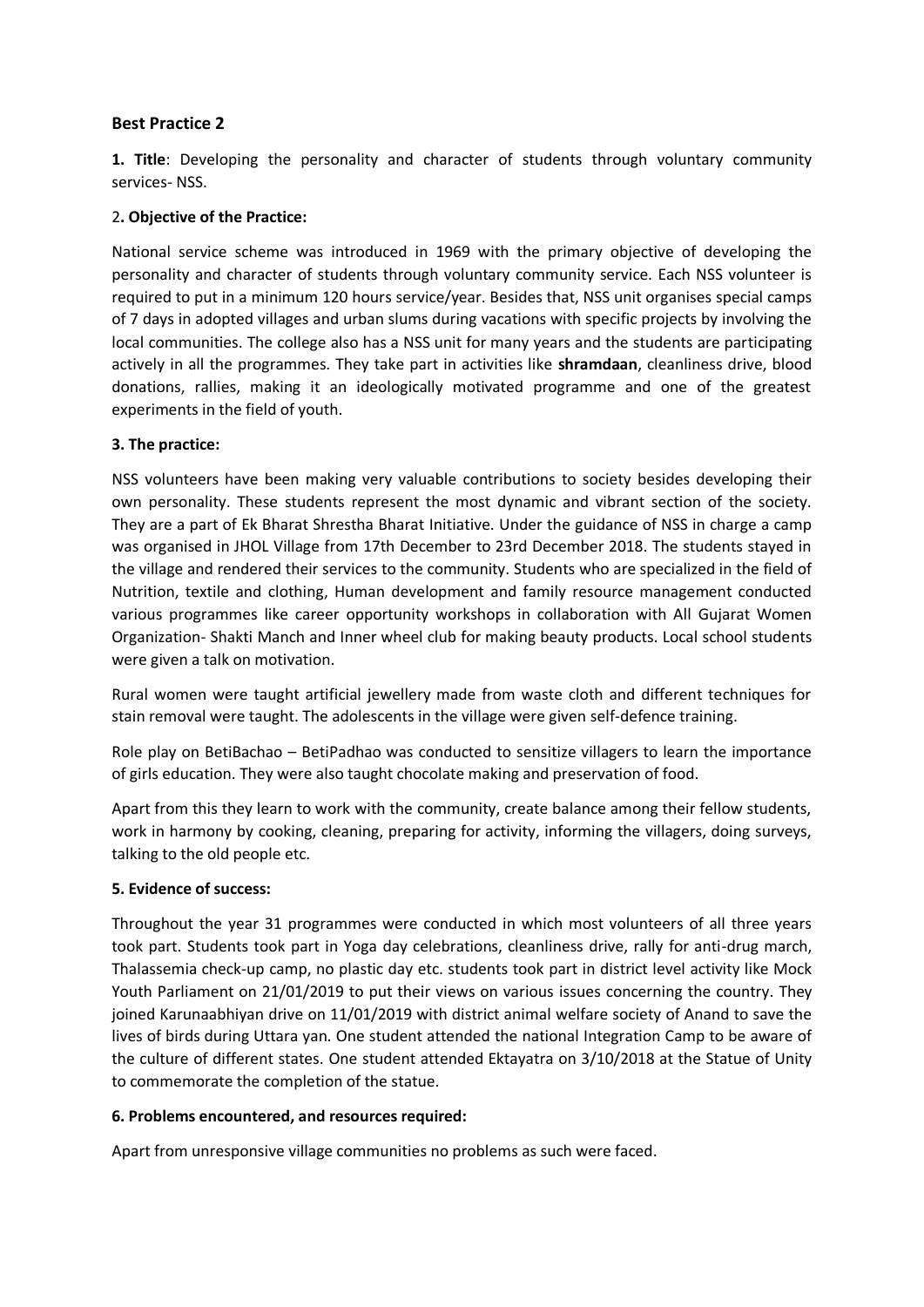### Best Practice 2

**1. Title**: Developing the personality and character of students through voluntary community services- NSS.

2**. Objective of the Practice:**

National service scheme was introduced in 1969 with the primary objective of developing the personality and character of students through voluntary community service. Each NSS volunteer is required to put in a minimum 120 hours service/year. Besides that, NSS unit organises special camps of 7 days in adopted villages and urban slums during vacations with specific projects by involving the local communities. The college also has a NSS unit for many years and the students are participating actively in all the programmes. They take part in activities like **shramdaan**, cleanliness drive, blood donations, rallies, making it an ideologically motivated programme and one of the greatest experiments in the field of youth.

**3. The practice:**

NSS volunteers have been making very valuable contributions to society besides developing their own personality. These students represent the most dynamic and vibrant section of the society. They are a part of Ek Bharat Shrestha Bharat Initiative. Under the guidance of NSS in charge a camp was organised in JHOL Village from 17th December to 23rd December 2018. The students stayed in the village and rendered their services to the community. Students who are specialized in the field of Nutrition, textile and clothing, Human development and family resource management conducted various programmes like career opportunity workshops in collaboration with All Gujarat Women Organization- Shakti Manch and Inner wheel club for making beauty products. Local school students were given a talk on motivation.

Rural women were taught artificial jewellery made from waste cloth and different techniques for stain removal were taught. The adolescents in the village were given self-defence training.

Role play on BetiBachao – BetiPadhao was conducted to sensitize villagers to learn the importance of girls education. They were also taught chocolate making and preservation of food.

Apart from this they learn to work with the community, create balance among their fellow students, work in harmony by cooking, cleaning, preparing for activity, informing the villagers, doing surveys, talking to the old people etc.

**5. Evidence of success:**

Throughout the year 31 programmes were conducted in which most volunteers of all three years took part. Students took part in Yoga day celebrations, cleanliness drive, rally for anti-drug march, Thalassemia check-up camp, no plastic day etc. students took part in district level activity like Mock Youth Parliament on 21/01/2019 to put their views on various issues concerning the country. They joined Karunaabhiyan drive on 11/01/2019 with district animal welfare society of Anand to save the lives of birds during Uttara yan. One student attended the national Integration Camp to be aware of the culture of different states. One student attended Ektayatra on 3/10/2018 at the Statue of Unity to commemorate the completion of the statue.

**6. Problems encountered, and resources required:**

Apart from unresponsive village communities no problems as such were faced.